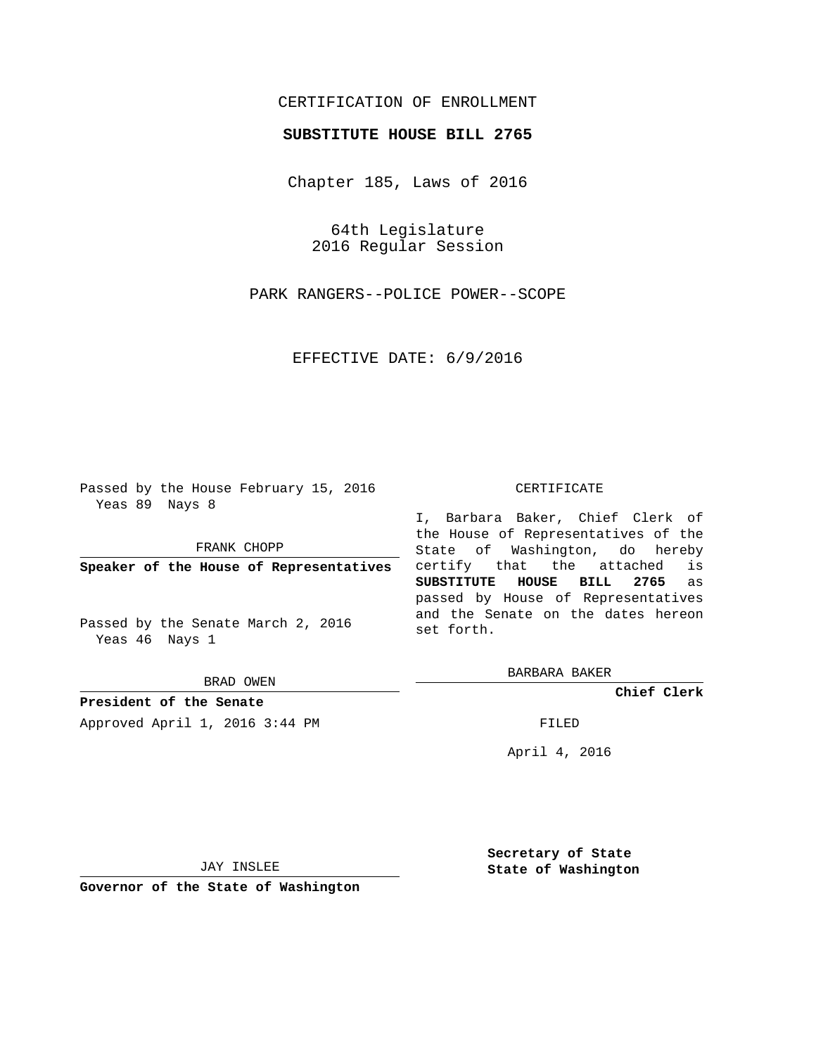CERTIFICATION OF ENROLLMENT

**SUBSTITUTE HOUSE BILL 2765**

Chapter 185, Laws of 2016

64th Legislature
2016 Regular Session

PARK RANGERS--POLICE POWER--SCOPE

EFFECTIVE DATE: 6/9/2016

Passed by the House February 15, 2016
Yeas 89 Nays 8

FRANK CHOPP

**Speaker of the House of Representatives**

Passed by the Senate March 2, 2016
Yeas 46 Nays 1

BRAD OWEN

**President of the Senate**

Approved April 1, 2016 3:44 PM

JAY INSLEE

**Governor of the State of Washington**

CERTIFICATE

I, Barbara Baker, Chief Clerk of the House of Representatives of the State of Washington, do hereby certify that the attached is **SUBSTITUTE HOUSE BILL 2765** as passed by House of Representatives and the Senate on the dates hereon set forth.

BARBARA BAKER

**Chief Clerk**

FILED

April 4, 2016

**Secretary of State**
**State of Washington**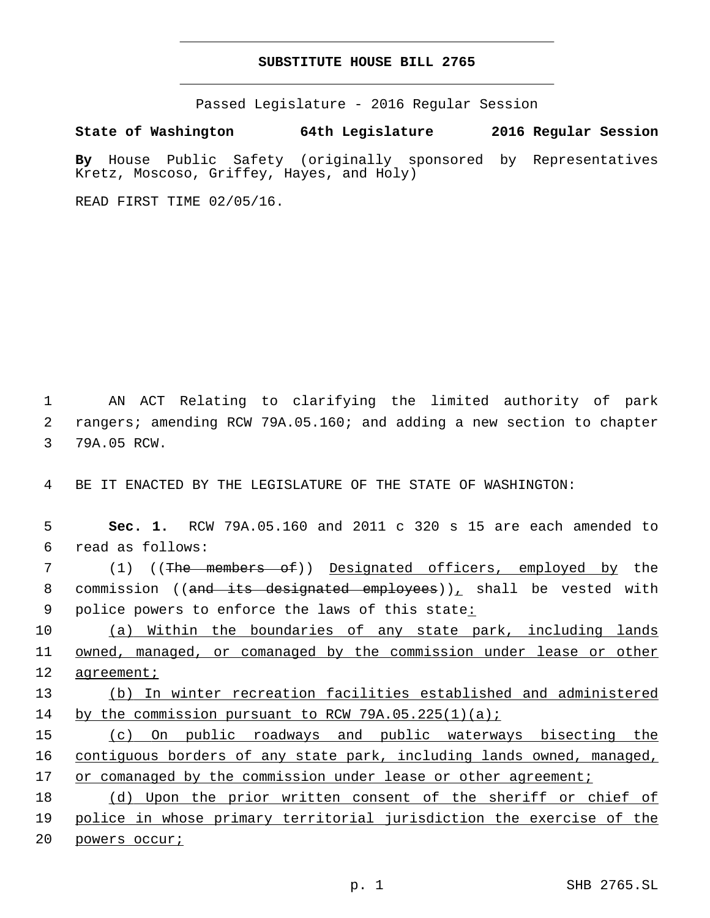# SUBSTITUTE HOUSE BILL 2765

Passed Legislature - 2016 Regular Session

**State of Washington 64th Legislature 2016 Regular Session**

**By** House Public Safety (originally sponsored by Representatives Kretz, Moscoso, Griffey, Hayes, and Holy)

READ FIRST TIME 02/05/16.

AN ACT Relating to clarifying the limited authority of park rangers; amending RCW 79A.05.160; and adding a new section to chapter 79A.05 RCW.

BE IT ENACTED BY THE LEGISLATURE OF THE STATE OF WASHINGTON:

**Sec. 1.** RCW 79A.05.160 and 2011 c 320 s 15 are each amended to read as follows:

(1) ((~~The members of~~)) Designated officers, employed by the commission ((~~and its designated employees~~)), shall be vested with police powers to enforce the laws of this state:

(a) Within the boundaries of any state park, including lands owned, managed, or comanaged by the commission under lease or other agreement;

(b) In winter recreation facilities established and administered by the commission pursuant to RCW 79A.05.225(1)(a);

(c) On public roadways and public waterways bisecting the contiguous borders of any state park, including lands owned, managed, or comanaged by the commission under lease or other agreement;

(d) Upon the prior written consent of the sheriff or chief of police in whose primary territorial jurisdiction the exercise of the powers occur;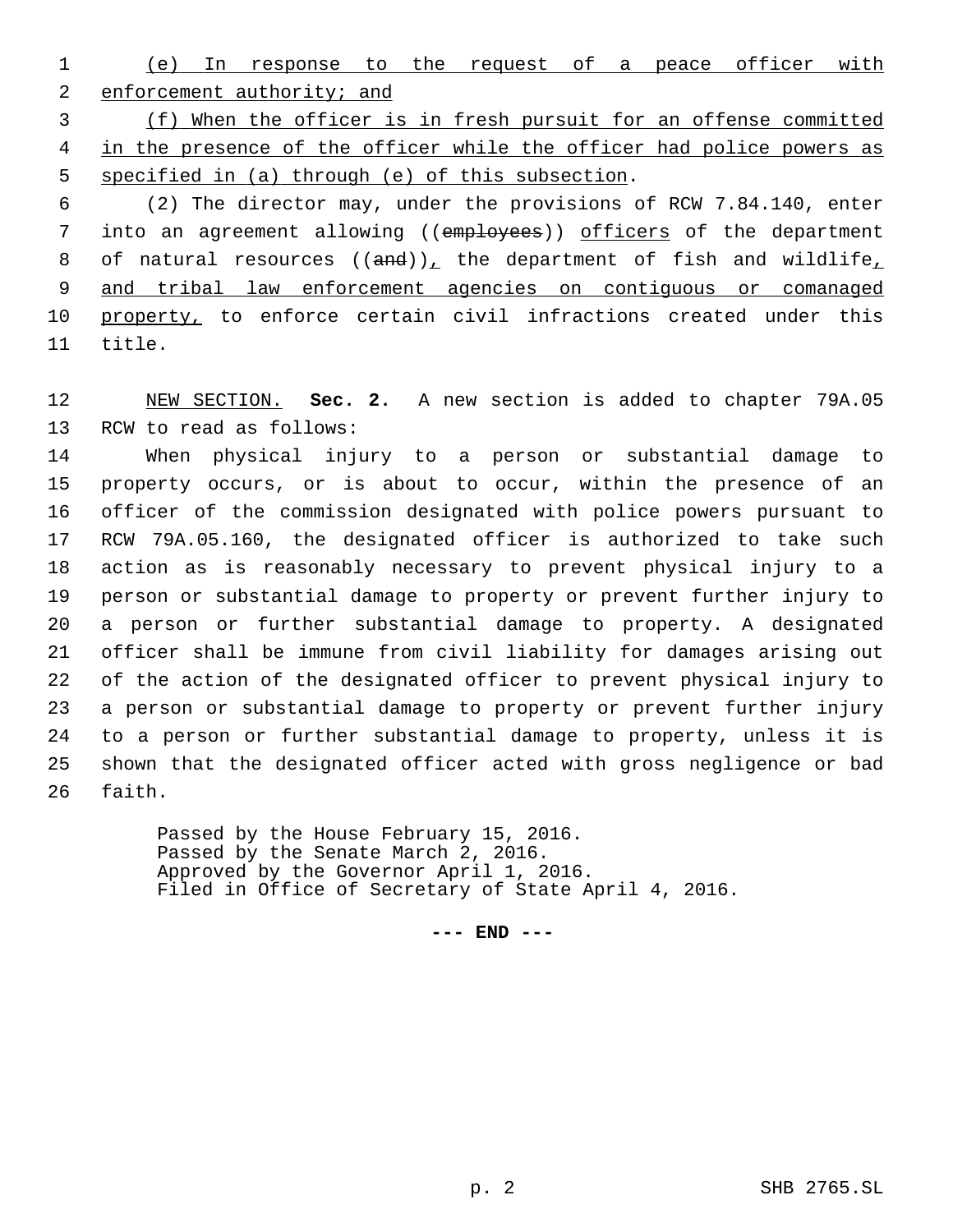(e) In response to the request of a peace officer with enforcement authority; and

(f) When the officer is in fresh pursuit for an offense committed in the presence of the officer while the officer had police powers as specified in (a) through (e) of this subsection.

(2) The director may, under the provisions of RCW 7.84.140, enter into an agreement allowing ((employees)) officers of the department of natural resources ((and)), the department of fish and wildlife, and tribal law enforcement agencies on contiguous or comanaged property, to enforce certain civil infractions created under this title.

NEW SECTION. **Sec. 2.** A new section is added to chapter 79A.05 RCW to read as follows:

When physical injury to a person or substantial damage to property occurs, or is about to occur, within the presence of an officer of the commission designated with police powers pursuant to RCW 79A.05.160, the designated officer is authorized to take such action as is reasonably necessary to prevent physical injury to a person or substantial damage to property or prevent further injury to a person or further substantial damage to property. A designated officer shall be immune from civil liability for damages arising out of the action of the designated officer to prevent physical injury to a person or substantial damage to property or prevent further injury to a person or further substantial damage to property, unless it is shown that the designated officer acted with gross negligence or bad faith.

Passed by the House February 15, 2016.
Passed by the Senate March 2, 2016.
Approved by the Governor April 1, 2016.
Filed in Office of Secretary of State April 4, 2016.

**--- END ---**